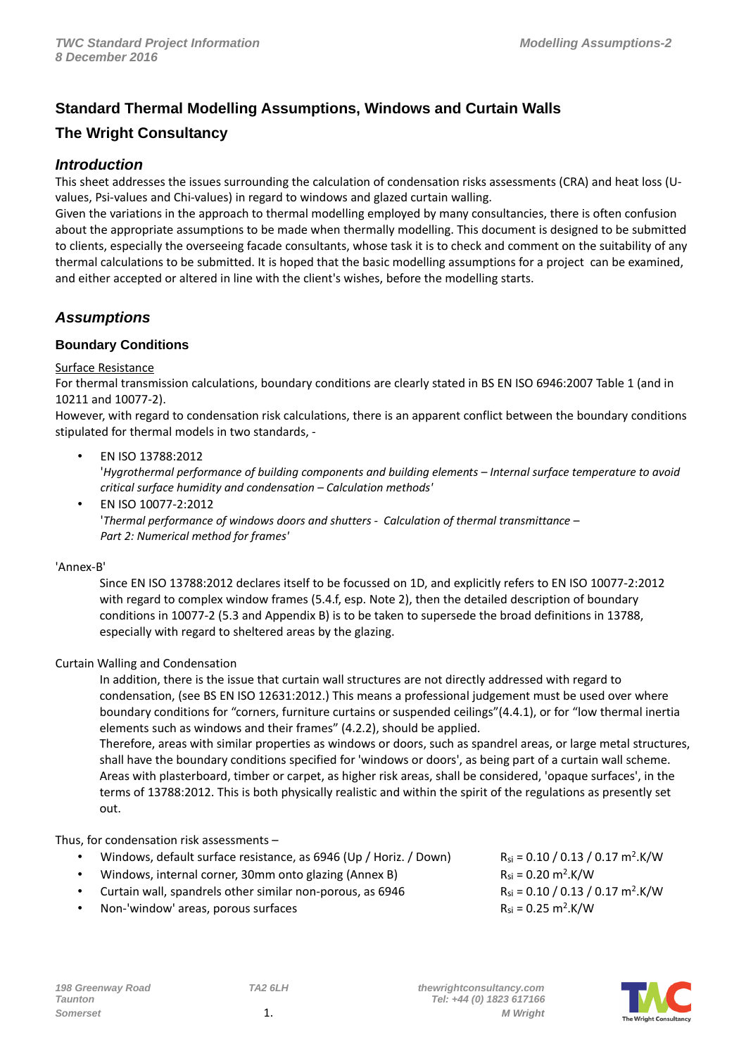## Standard Thermal Modelling Assumptions, Windows and Curtain Walls

## The Wright Consultancy

### *Introduction*

This sheet addresses the issues surrounding the calculation of condensation risks assessments (CRA) and heat loss (U-values, Psi-values and Chi-values) in regard to windows and glazed curtain walling.

Given the variations in the approach to thermal modelling employed by many consultancies, there is often confusion about the appropriate assumptions to be made when thermally modelling. This document is designed to be submitted to clients, especially the overseeing facade consultants, whose task it is to check and comment on the suitability of any thermal calculations to be submitted. It is hoped that the basic modelling assumptions for a project can be examined, and either accepted or altered in line with the client's wishes, before the modelling starts.

### *Assumptions*

#### Boundary Conditions

Surface Resistance

For thermal transmission calculations, boundary conditions are clearly stated in BS EN ISO 6946:2007 Table 1 (and in 10211 and 10077-2).

However, with regard to condensation risk calculations, there is an apparent conflict between the boundary conditions stipulated for thermal models in two standards, -

- EN ISO 13788:2012
  '*Hygrothermal performance of building components and building elements – Internal surface temperature to avoid critical surface humidity and condensation – Calculation methods'*
- EN ISO 10077-2:2012
  '*Thermal performance of windows doors and shutters - Calculation of thermal transmittance – Part 2: Numerical method for frames'*

'Annex-B'

Since EN ISO 13788:2012 declares itself to be focussed on 1D, and explicitly refers to EN ISO 10077-2:2012 with regard to complex window frames (5.4.f, esp. Note 2), then the detailed description of boundary conditions in 10077-2 (5.3 and Appendix B) is to be taken to supersede the broad definitions in 13788, especially with regard to sheltered areas by the glazing.

Curtain Walling and Condensation

In addition, there is the issue that curtain wall structures are not directly addressed with regard to condensation, (see BS EN ISO 12631:2012.) This means a professional judgement must be used over where boundary conditions for "corners, furniture curtains or suspended ceilings"(4.4.1), or for "low thermal inertia elements such as windows and their frames" (4.2.2), should be applied.

Therefore, areas with similar properties as windows or doors, such as spandrel areas, or large metal structures, shall have the boundary conditions specified for 'windows or doors', as being part of a curtain wall scheme. Areas with plasterboard, timber or carpet, as higher risk areas, shall be considered, 'opaque surfaces', in the terms of 13788:2012. This is both physically realistic and within the spirit of the regulations as presently set out.

Thus, for condensation risk assessments –

- Windows, default surface resistance, as 6946 (Up / Horiz. / Down) — $R_{si}$ = 0.10 / 0.13 / 0.17 $m^2$.K/W
- Windows, internal corner, 30mm onto glazing (Annex B) — $R_{si}$ = 0.20 $m^2$.K/W
- Curtain wall, spandrels other similar non-porous, as 6946 — $R_{si}$ = 0.10 / 0.13 / 0.17 $m^2$.K/W
- Non-'window' areas, porous surfaces — $R_{si}$ = 0.25 $m^2$.K/W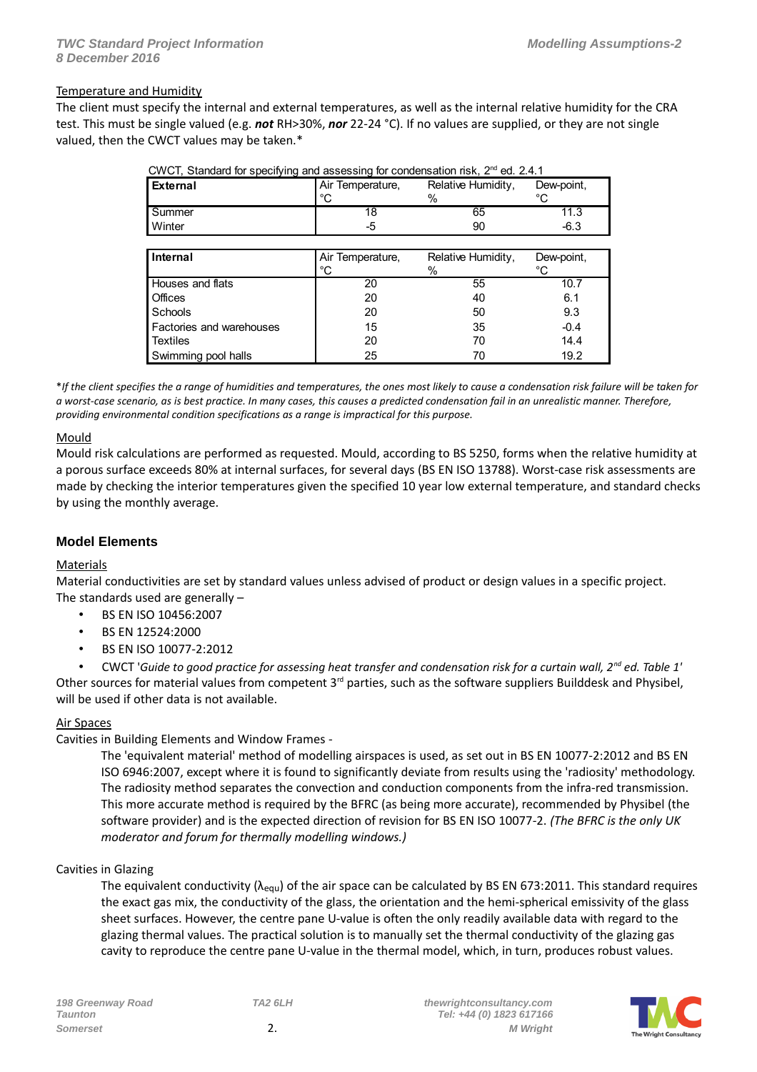## Temperature and Humidity

The client must specify the internal and external temperatures, as well as the internal relative humidity for the CRA test. This must be single valued (e.g. ***not*** RH>30%, ***nor*** 22-24 °C). If no values are supplied, or they are not single valued, then the CWCT values may be taken.*

CWCT, Standard for specifying and assessing for condensation risk, 2nd ed. 2.4.1

| External | Air Temperature, °C | Relative Humidity, % | Dew-point, °C |
|---|---|---|---|
| Summer | 18 | 65 | 11.3 |
| Winter | -5 | 90 | -6.3 |

| Internal | Air Temperature, °C | Relative Humidity, % | Dew-point, °C |
|---|---|---|---|
| Houses and flats | 20 | 55 | 10.7 |
| Offices | 20 | 40 | 6.1 |
| Schools | 20 | 50 | 9.3 |
| Factories and warehouses | 15 | 35 | -0.4 |
| Textiles | 20 | 70 | 14.4 |
| Swimming pool halls | 25 | 70 | 19.2 |

**If the client specifies the a range of humidities and temperatures, the ones most likely to cause a condensation risk failure will be taken for a worst-case scenario, as is best practice. In many cases, this causes a predicted condensation fail in an unrealistic manner. Therefore, providing environmental condition specifications as a range is impractical for this purpose.*

## Mould

Mould risk calculations are performed as requested. Mould, according to BS 5250, forms when the relative humidity at a porous surface exceeds 80% at internal surfaces, for several days (BS EN ISO 13788). Worst-case risk assessments are made by checking the interior temperatures given the specified 10 year low external temperature, and standard checks by using the monthly average.

# Model Elements

## Materials

Material conductivities are set by standard values unless advised of product or design values in a specific project. The standards used are generally –

- BS EN ISO 10456:2007
- BS EN 12524:2000
- BS EN ISO 10077-2:2012
- CWCT '*Guide to good practice for assessing heat transfer and condensation risk for a curtain wall, 2nd ed. Table 1*'

Other sources for material values from competent 3rd parties, such as the software suppliers Builddesk and Physibel, will be used if other data is not available.

## Air Spaces

Cavities in Building Elements and Window Frames -

> The 'equivalent material' method of modelling airspaces is used, as set out in BS EN 10077-2:2012 and BS EN ISO 6946:2007, except where it is found to significantly deviate from results using the 'radiosity' methodology. The radiosity method separates the convection and conduction components from the infra-red transmission. This more accurate method is required by the BFRC (as being more accurate), recommended by Physibel (the software provider) and is the expected direction of revision for BS EN ISO 10077-2. *(The BFRC is the only UK moderator and forum for thermally modelling windows.)*

Cavities in Glazing

> The equivalent conductivity ($\lambda_{equ}$) of the air space can be calculated by BS EN 673:2011. This standard requires the exact gas mix, the conductivity of the glass, the orientation and the hemi-spherical emissivity of the glass sheet surfaces. However, the centre pane U-value is often the only readily available data with regard to the glazing thermal values. The practical solution is to manually set the thermal conductivity of the glazing gas cavity to reproduce the centre pane U-value in the thermal model, which, in turn, produces robust values.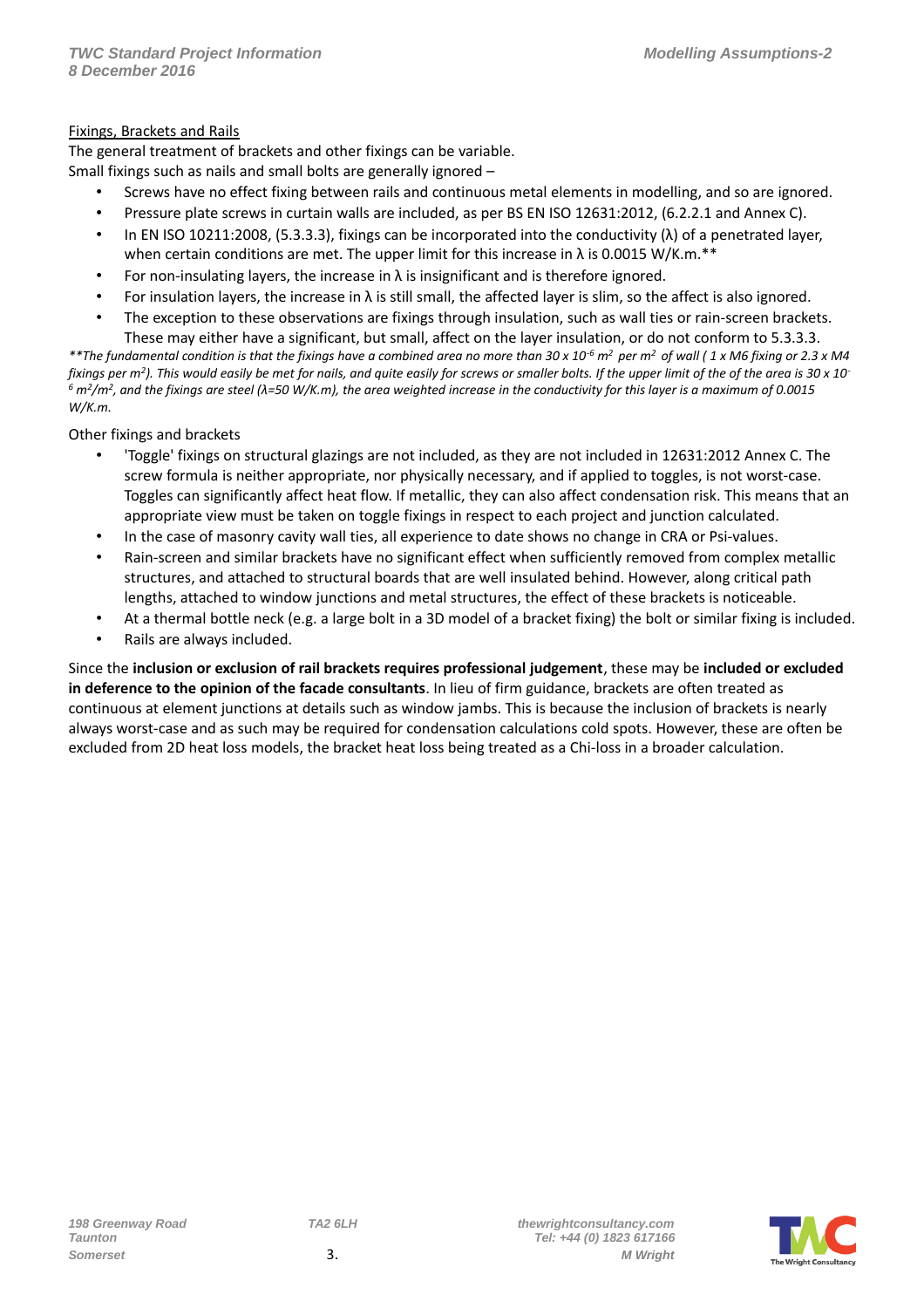Fixings, Brackets and Rails

The general treatment of brackets and other fixings can be variable.
Small fixings such as nails and small bolts are generally ignored –

- Screws have no effect fixing between rails and continuous metal elements in modelling, and so are ignored.
- Pressure plate screws in curtain walls are included, as per BS EN ISO 12631:2012, (6.2.2.1 and Annex C).
- In EN ISO 10211:2008, (5.3.3.3), fixings can be incorporated into the conductivity (λ) of a penetrated layer, when certain conditions are met. The upper limit for this increase in λ is 0.0015 W/K.m.**
- For non-insulating layers, the increase in λ is insignificant and is therefore ignored.
- For insulation layers, the increase in λ is still small, the affected layer is slim, so the affect is also ignored.
- The exception to these observations are fixings through insulation, such as wall ties or rain-screen brackets. These may either have a significant, but small, affect on the layer insulation, or do not conform to 5.3.3.3.

*\*\*The fundamental condition is that the fixings have a combined area no more than 30 x $10^{-6}$ $m^2$ per $m^2$ of wall ( 1 x M6 fixing or 2.3 x M4 fixings per $m^2$). This would easily be met for nails, and quite easily for screws or smaller bolts. If the upper limit of the of the area is 30 x $10^{-6}$ $m^2/m^2$, and the fixings are steel (λ=50 W/K.m), the area weighted increase in the conductivity for this layer is a maximum of 0.0015 W/K.m.*

Other fixings and brackets

- 'Toggle' fixings on structural glazings are not included, as they are not included in 12631:2012 Annex C. The screw formula is neither appropriate, nor physically necessary, and if applied to toggles, is not worst-case. Toggles can significantly affect heat flow. If metallic, they can also affect condensation risk. This means that an appropriate view must be taken on toggle fixings in respect to each project and junction calculated.
- In the case of masonry cavity wall ties, all experience to date shows no change in CRA or Psi-values.
- Rain-screen and similar brackets have no significant effect when sufficiently removed from complex metallic structures, and attached to structural boards that are well insulated behind. However, along critical path lengths, attached to window junctions and metal structures, the effect of these brackets is noticeable.
- At a thermal bottle neck (e.g. a large bolt in a 3D model of a bracket fixing) the bolt or similar fixing is included.
- Rails are always included.

Since the **inclusion or exclusion of rail brackets requires professional judgement**, these may be **included or excluded in deference to the opinion of the facade consultants**. In lieu of firm guidance, brackets are often treated as continuous at element junctions at details such as window jambs. This is because the inclusion of brackets is nearly always worst-case and as such may be required for condensation calculations cold spots. However, these are often be excluded from 2D heat loss models, the bracket heat loss being treated as a Chi-loss in a broader calculation.